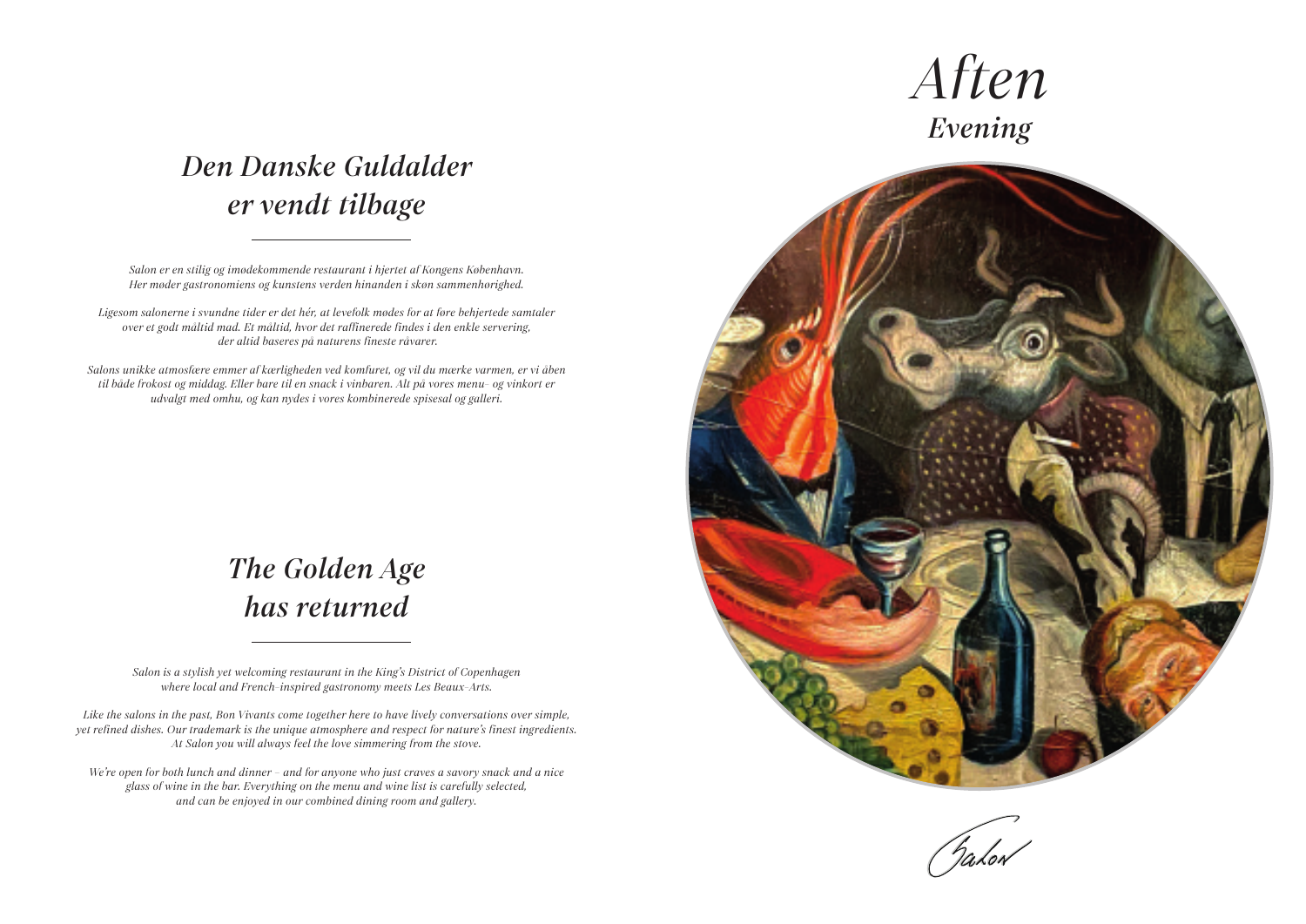# *Den Danske Guldalder er vendt tilbage*

*Salon er en stilig og imødekommende restaurant i hjertet af Kongens København. Her møder gastronomiens og kunstens verden hinanden i skøn sammenhørighed.*

*Ligesom salonerne i svundne tider er det hér, at levefolk mødes for at føre behjertede samtaler over et godt måltid mad. Et måltid, hvor det raffinerede findes i den enkle servering, der altid baseres på naturens fineste råvarer.*

*Salons unikke atmosfære emmer af kærligheden ved komfuret, og vil du mærke varmen, er vi åben til både frokost og middag. Eller bare til en snack i vinbaren. Alt på vores menu- og vinkort er udvalgt med omhu, og kan nydes i vores kombinerede spisesal og galleri.*

# *The Golden Age has returned*

*Salon is a stylish yet welcoming restaurant in the King's District of Copenhagen where local and French-inspired gastronomy meets Les Beaux-Arts.*

*Like the salons in the past, Bon Vivants come together here to have lively conversations over simple, yet refined dishes. Our trademark is the unique atmosphere and respect for nature's finest ingredients. At Salon you will always feel the love simmering from the stove.*

*We're open for both lunch and dinner – and for anyone who just craves a savory snack and a nice glass of wine in the bar. Everything on the menu and wine list is carefully selected, and can be enjoyed in our combined dining room and gallery.*

# *Aften*

## *Evening*

Salon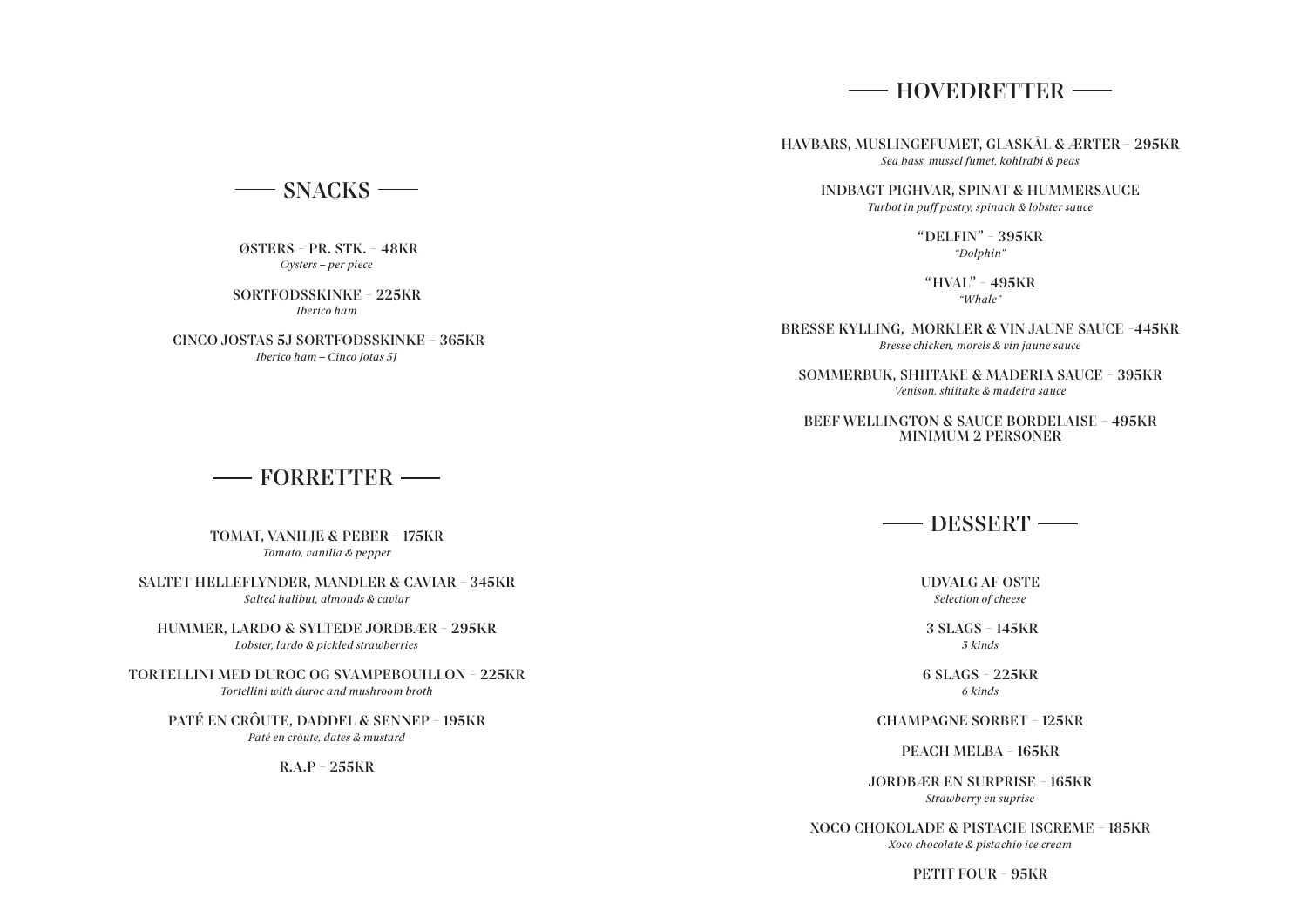## SNACKS

ØSTERS - PR. STK. - 48KR
*Oysters – per piece*

SORTFODSSKINKE - 225KR
*Iberico ham*

CINCO JOSTAS 5J SORTFODSSKINKE - 365KR
*Iberico ham – Cinco Jotas 5J*

## FORRETTER

TOMAT, VANILJE & PEBER - 175KR
*Tomato, vanilla & pepper*

SALTET HELLEFLYNDER, MANDLER & CAVIAR - 345KR
*Salted halibut, almonds & caviar*

HUMMER, LARDO & SYLTEDE JORDBÆR - 295KR
*Lobster, lardo & pickled strawberries*

TORTELLINI MED DUROC OG SVAMPEBOUILLON - 225KR
*Tortellini with duroc and mushroom broth*

PATÉ EN CRÔUTE, DADDEL & SENNEP - 195KR
*Paté en croûte, dates & mustard*

R.A.P - 255KR

## HOVEDRETTER

HAVBARS, MUSLINGEFUMET, GLASKÅL & ÆRTER - 295KR
*Sea bass, mussel fumet, kohlrabi & peas*

INDBAGT PIGHVAR, SPINAT & HUMMERSAUCE
*Turbot in puff pastry, spinach & lobster sauce*

"DELFIN" - 395KR
*"Dolphin"*

"HVAL" - 495KR
*"Whale"*

BRESSE KYLLING, MORKLER & VIN JAUNE SAUCE -445KR
*Bresse chicken, morels & vin jaune sauce*

SOMMERBUK, SHIITAKE & MADERIA SAUCE - 395KR
*Venison, shiitake & madeira sauce*

BEEF WELLINGTON & SAUCE BORDELAISE - 495KR
MINIMUM 2 PERSONER

## DESSERT

UDVALG AF OSTE
*Selection of cheese*

3 SLAGS - 145KR
*3 kinds*

6 SLAGS - 225KR
*6 kinds*

CHAMPAGNE SORBET - 125KR

PEACH MELBA - 165KR

JORDBÆR EN SURPRISE - 165KR
*Strawberry en suprise*

XOCO CHOKOLADE & PISTACIE ISCREME - 185KR
*Xoco chocolate & pistachio ice cream*

PETIT FOUR - 95KR